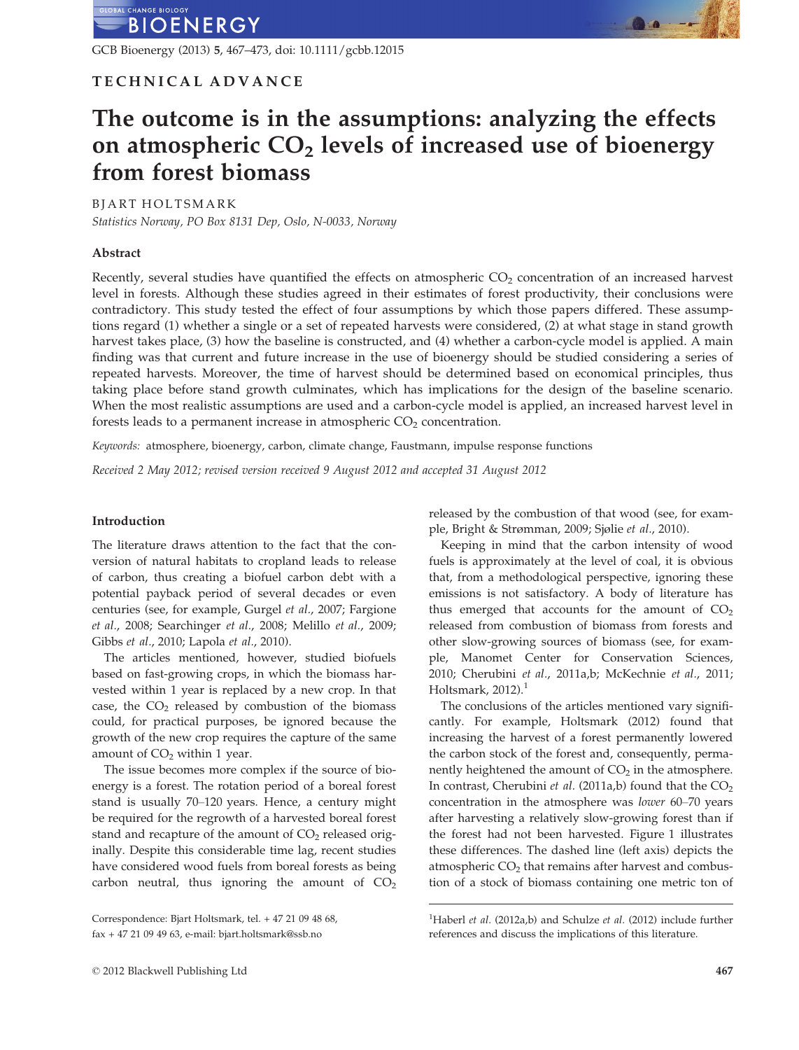TECHNICAL ADVANCE

# The outcome is in the assumptions: analyzing the effects on atmospheric $CO_2$ levels of increased use of bioenergy from forest biomass

BJART HOLTSMARK

*Statistics Norway, PO Box 8131 Dep, Oslo, N-0033, Norway*

## Abstract

Recently, several studies have quantified the effects on atmospheric $CO_2$ concentration of an increased harvest level in forests. Although these studies agreed in their estimates of forest productivity, their conclusions were contradictory. This study tested the effect of four assumptions by which those papers differed. These assumptions regard (1) whether a single or a set of repeated harvests were considered, (2) at what stage in stand growth harvest takes place, (3) how the baseline is constructed, and (4) whether a carbon-cycle model is applied. A main finding was that current and future increase in the use of bioenergy should be studied considering a series of repeated harvests. Moreover, the time of harvest should be determined based on economical principles, thus taking place before stand growth culminates, which has implications for the design of the baseline scenario. When the most realistic assumptions are used and a carbon-cycle model is applied, an increased harvest level in forests leads to a permanent increase in atmospheric $CO_2$ concentration.

*Keywords:* atmosphere, bioenergy, carbon, climate change, Faustmann, impulse response functions

*Received 2 May 2012; revised version received 9 August 2012 and accepted 31 August 2012*

## Introduction

The literature draws attention to the fact that the conversion of natural habitats to cropland leads to release of carbon, thus creating a biofuel carbon debt with a potential payback period of several decades or even centuries (see, for example, Gurgel *et al.*, 2007; Fargione *et al.*, 2008; Searchinger *et al.*, 2008; Melillo *et al.*, 2009; Gibbs *et al.*, 2010; Lapola *et al.*, 2010).

The articles mentioned, however, studied biofuels based on fast-growing crops, in which the biomass harvested within 1 year is replaced by a new crop. In that case, the $CO_2$ released by combustion of the biomass could, for practical purposes, be ignored because the growth of the new crop requires the capture of the same amount of $CO_2$ within 1 year.

The issue becomes more complex if the source of bioenergy is a forest. The rotation period of a boreal forest stand is usually 70–120 years. Hence, a century might be required for the regrowth of a harvested boreal forest stand and recapture of the amount of $CO_2$ released originally. Despite this considerable time lag, recent studies have considered wood fuels from boreal forests as being carbon neutral, thus ignoring the amount of $CO_2$ released by the combustion of that wood (see, for example, Bright & Strømman, 2009; Sjølie *et al.*, 2010).

Keeping in mind that the carbon intensity of wood fuels is approximately at the level of coal, it is obvious that, from a methodological perspective, ignoring these emissions is not satisfactory. A body of literature has thus emerged that accounts for the amount of $CO_2$ released from combustion of biomass from forests and other slow-growing sources of biomass (see, for example, Manomet Center for Conservation Sciences, 2010; Cherubini *et al.*, 2011a,b; McKechnie *et al.*, 2011; Holtsmark, 2012).[1]

The conclusions of the articles mentioned vary significantly. For example, Holtsmark (2012) found that increasing the harvest of a forest permanently lowered the carbon stock of the forest and, consequently, permanently heightened the amount of $CO_2$ in the atmosphere. In contrast, Cherubini *et al.* (2011a,b) found that the $CO_2$ concentration in the atmosphere was *lower* 60–70 years after harvesting a relatively slow-growing forest than if the forest had not been harvested. Figure 1 illustrates these differences. The dashed line (left axis) depicts the atmospheric $CO_2$ that remains after harvest and combustion of a stock of biomass containing one metric ton of

Correspondence: Bjart Holtsmark, tel. + 47 21 09 48 68, fax + 47 21 09 49 63, e-mail: bjart.holtsmark@ssb.no

[1] Haberl *et al.* (2012a,b) and Schulze *et al.* (2012) include further references and discuss the implications of this literature.

© 2012 Blackwell Publishing Ltd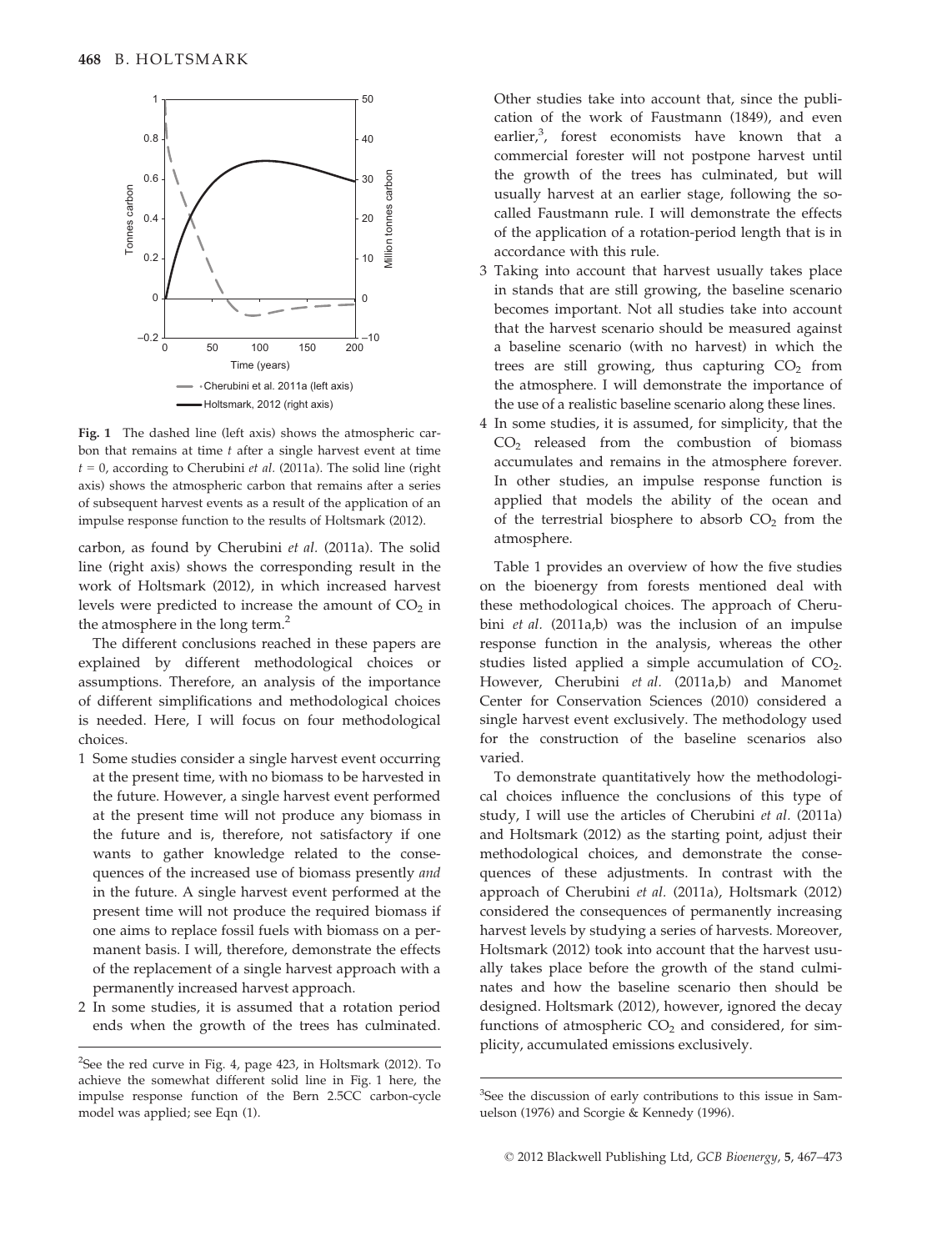**Fig. 1** The dashed line (left axis) shows the atmospheric carbon that remains at time $t$ after a single harvest event at time $t = 0$, according to Cherubini *et al.* (2011a). The solid line (right axis) shows the atmospheric carbon that remains after a series of subsequent harvest events as a result of the application of an impulse response function to the results of Holtsmark (2012).

carbon, as found by Cherubini *et al.* (2011a). The solid line (right axis) shows the corresponding result in the work of Holtsmark (2012), in which increased harvest levels were predicted to increase the amount of $CO_2$ in the atmosphere in the long term.[2]

The different conclusions reached in these papers are explained by different methodological choices or assumptions. Therefore, an analysis of the importance of different simplifications and methodological choices is needed. Here, I will focus on four methodological choices.

1. Some studies consider a single harvest event occurring at the present time, with no biomass to be harvested in the future. However, a single harvest event performed at the present time will not produce any biomass in the future and is, therefore, not satisfactory if one wants to gather knowledge related to the consequences of the increased use of biomass presently *and* in the future. A single harvest event performed at the present time will not produce the required biomass if one aims to replace fossil fuels with biomass on a permanent basis. I will, therefore, demonstrate the effects of the replacement of a single harvest approach with a permanently increased harvest approach.
2. In some studies, it is assumed that a rotation period ends when the growth of the trees has culminated. Other studies take into account that, since the publication of the work of Faustmann (1849), and even earlier,[3], forest economists have known that a commercial forester will not postpone harvest until the growth of the trees has culminated, but will usually harvest at an earlier stage, following the so-called Faustmann rule. I will demonstrate the effects of the application of a rotation-period length that is in accordance with this rule.
3. Taking into account that harvest usually takes place in stands that are still growing, the baseline scenario becomes important. Not all studies take into account that the harvest scenario should be measured against a baseline scenario (with no harvest) in which the trees are still growing, thus capturing $CO_2$ from the atmosphere. I will demonstrate the importance of the use of a realistic baseline scenario along these lines.
4. In some studies, it is assumed, for simplicity, that the $CO_2$ released from the combustion of biomass accumulates and remains in the atmosphere forever. In other studies, an impulse response function is applied that models the ability of the ocean and of the terrestrial biosphere to absorb $CO_2$ from the atmosphere.

Table 1 provides an overview of how the five studies on the bioenergy from forests mentioned deal with these methodological choices. The approach of Cherubini *et al.* (2011a,b) was the inclusion of an impulse response function in the analysis, whereas the other studies listed applied a simple accumulation of $CO_2$. However, Cherubini *et al.* (2011a,b) and Manomet Center for Conservation Sciences (2010) considered a single harvest event exclusively. The methodology used for the construction of the baseline scenarios also varied.

To demonstrate quantitatively how the methodological choices influence the conclusions of this type of study, I will use the articles of Cherubini *et al.* (2011a) and Holtsmark (2012) as the starting point, adjust their methodological choices, and demonstrate the consequences of these adjustments. In contrast with the approach of Cherubini *et al.* (2011a), Holtsmark (2012) considered the consequences of permanently increasing harvest levels by studying a series of harvests. Moreover, Holtsmark (2012) took into account that the harvest usually takes place before the growth of the stand culminates and how the baseline scenario then should be designed. Holtsmark (2012), however, ignored the decay functions of atmospheric $CO_2$ and considered, for simplicity, accumulated emissions exclusively.

[2] See the red curve in Fig. 4, page 423, in Holtsmark (2012). To achieve the somewhat different solid line in Fig. 1 here, the impulse response function of the Bern 2.5CC carbon-cycle model was applied; see Eqn (1).

[3] See the discussion of early contributions to this issue in Samuelson (1976) and Scorgie & Kennedy (1996).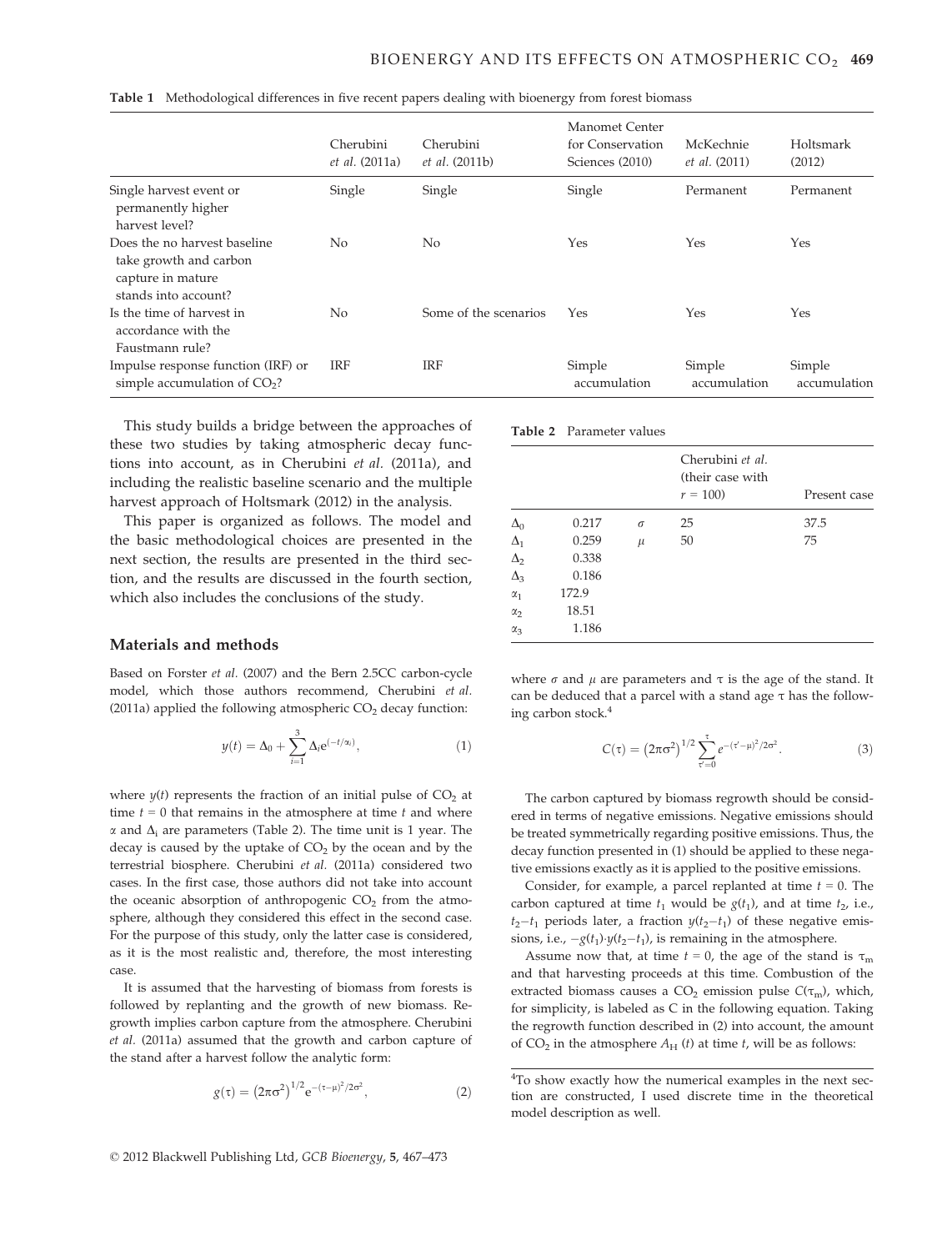**Table 1** Methodological differences in five recent papers dealing with bioenergy from forest biomass

| | Cherubini *et al.* (2011a) | Cherubini *et al.* (2011b) | Manomet Center for Conservation Sciences (2010) | McKechnie *et al.* (2011) | Holtsmark (2012) |
|---|---|---|---|---|---|
| Single harvest event or permanently higher harvest level? | Single | Single | Single | Permanent | Permanent |
| Does the no harvest baseline take growth and carbon capture in mature stands into account? | No | No | Yes | Yes | Yes |
| Is the time of harvest in accordance with the Faustmann rule? | No | Some of the scenarios | Yes | Yes | Yes |
| Impulse response function (IRF) or simple accumulation of $CO_2$? | IRF | IRF | Simple accumulation | Simple accumulation | Simple accumulation |

This study builds a bridge between the approaches of these two studies by taking atmospheric decay functions into account, as in Cherubini *et al.* (2011a), and including the realistic baseline scenario and the multiple harvest approach of Holtsmark (2012) in the analysis.

This paper is organized as follows. The model and the basic methodological choices are presented in the next section, the results are presented in the third section, and the results are discussed in the fourth section, which also includes the conclusions of the study.

## Materials and methods

Based on Forster *et al.* (2007) and the Bern 2.5CC carbon-cycle model, which those authors recommend, Cherubini *et al.* (2011a) applied the following atmospheric $CO_2$ decay function:

$$y(t) = \Delta_0 + \sum_{i=1}^{3} \Delta_i e^{(-t/\alpha_i)}, \tag{1}$$

where $y(t)$ represents the fraction of an initial pulse of $CO_2$ at time $t = 0$ that remains in the atmosphere at time $t$ and where $\alpha$ and $\Delta_i$ are parameters (Table 2). The time unit is 1 year. The decay is caused by the uptake of $CO_2$ by the ocean and by the terrestrial biosphere. Cherubini *et al.* (2011a) considered two cases. In the first case, those authors did not take into account the oceanic absorption of anthropogenic $CO_2$ from the atmosphere, although they considered this effect in the second case. For the purpose of this study, only the latter case is considered, as it is the most realistic and, therefore, the most interesting case.

It is assumed that the harvesting of biomass from forests is followed by replanting and the growth of new biomass. Regrowth implies carbon capture from the atmosphere. Cherubini *et al.* (2011a) assumed that the growth and carbon capture of the stand after a harvest follow the analytic form:

$$g(\tau) = \left(2\pi\sigma^2\right)^{1/2} e^{-(\tau-\mu)^2/2\sigma^2}, \tag{2}$$

**Table 2** Parameter values

| | | | Cherubini *et al.* (their case with $r = 100$) | Present case |
|---|---|---|---|---|
| $\Delta_0$ | 0.217 | $\sigma$ | 25 | 37.5 |
| $\Delta_1$ | 0.259 | $\mu$ | 50 | 75 |
| $\Delta_2$ | 0.338 | | | |
| $\Delta_3$ | 0.186 | | | |
| $\alpha_1$ | 172.9 | | | |
| $\alpha_2$ | 18.51 | | | |
| $\alpha_3$ | 1.186 | | | |

where $\sigma$ and $\mu$ are parameters and $\tau$ is the age of the stand. It can be deduced that a parcel with a stand age $\tau$ has the following carbon stock.[4]

$$C(\tau) = \left(2\pi\sigma^2\right)^{1/2} \sum_{\tau'=0}^{\tau} e^{-(\tau'-\mu)^2/2\sigma^2}. \tag{3}$$

The carbon captured by biomass regrowth should be considered in terms of negative emissions. Negative emissions should be treated symmetrically regarding positive emissions. Thus, the decay function presented in (1) should be applied to these negative emissions exactly as it is applied to the positive emissions.

Consider, for example, a parcel replanted at time $t = 0$. The carbon captured at time $t_1$ would be $g(t_1)$, and at time $t_2$, i.e., $t_2-t_1$ periods later, a fraction $y(t_2-t_1)$ of these negative emissions, i.e., $-g(t_1)\cdot y(t_2-t_1)$, is remaining in the atmosphere.

Assume now that, at time $t = 0$, the age of the stand is $\tau_m$ and that harvesting proceeds at this time. Combustion of the extracted biomass causes a $CO_2$ emission pulse $C(\tau_m)$, which, for simplicity, is labeled as C in the following equation. Taking the regrowth function described in (2) into account, the amount of $CO_2$ in the atmosphere $A_H$ $(t)$ at time $t$, will be as follows:

[4]To show exactly how the numerical examples in the next section are constructed, I used discrete time in the theoretical model description as well.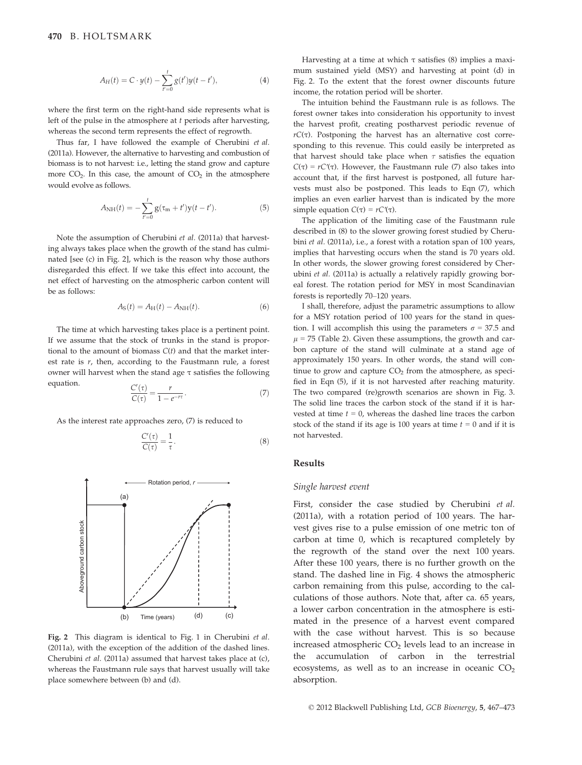$$A_H(t) = C \cdot y(t) - \sum_{t'=0}^{t} g(t')y(t-t'), \tag{4}$$

where the first term on the right-hand side represents what is left of the pulse in the atmosphere at $t$ periods after harvesting, whereas the second term represents the effect of regrowth.

Thus far, I have followed the example of Cherubini *et al.* (2011a). However, the alternative to harvesting and combustion of biomass is to not harvest: i.e., letting the stand grow and capture more $CO_2$. In this case, the amount of $CO_2$ in the atmosphere would evolve as follows.

$$A_{NH}(t) = -\sum_{t'=0}^{t} g(\tau_m + t')y(t-t'). \tag{5}$$

Note the assumption of Cherubini *et al.* (2011a) that harvesting always takes place when the growth of the stand has culminated [see (c) in Fig. 2], which is the reason why those authors disregarded this effect. If we take this effect into account, the net effect of harvesting on the atmospheric carbon content will be as follows:

$$A_S(t) = A_H(t) - A_{NH}(t). \tag{6}$$

The time at which harvesting takes place is a pertinent point. If we assume that the stock of trunks in the stand is proportional to the amount of biomass $C(t)$ and that the market interest rate is $r$, then, according to the Faustmann rule, a forest owner will harvest when the stand age $\tau$ satisfies the following equation.

$$\frac{C'(\tau)}{C(\tau)} = \frac{r}{1 - e^{-r\tau}}. \tag{7}$$

As the interest rate approaches zero, (7) is reduced to

$$\frac{C'(\tau)}{C(\tau)} = \frac{1}{\tau}. \tag{8}$$

Fig. 2 This diagram is identical to Fig. 1 in Cherubini *et al.* (2011a), with the exception of the addition of the dashed lines. Cherubini *et al.* (2011a) assumed that harvest takes place at (c), whereas the Faustmann rule says that harvest usually will take place somewhere between (b) and (d).

Harvesting at a time at which $\tau$ satisfies (8) implies a maximum sustained yield (MSY) and harvesting at point (d) in Fig. 2. To the extent that the forest owner discounts future income, the rotation period will be shorter.

The intuition behind the Faustmann rule is as follows. The forest owner takes into consideration his opportunity to invest the harvest profit, creating postharvest periodic revenue of $rC(\tau)$. Postponing the harvest has an alternative cost corresponding to this revenue. This could easily be interpreted as that harvest should take place when $\tau$ satisfies the equation $C(\tau) = rC'(\tau)$. However, the Faustmann rule (7) also takes into account that, if the first harvest is postponed, all future harvests must also be postponed. This leads to Eqn (7), which implies an even earlier harvest than is indicated by the more simple equation $C(\tau) = rC'(\tau)$.

The application of the limiting case of the Faustmann rule described in (8) to the slower growing forest studied by Cherubini *et al.* (2011a), i.e., a forest with a rotation span of 100 years, implies that harvesting occurs when the stand is 70 years old. In other words, the slower growing forest considered by Cherubini *et al.* (2011a) is actually a relatively rapidly growing boreal forest. The rotation period for MSY in most Scandinavian forests is reportedly 70–120 years.

I shall, therefore, adjust the parametric assumptions to allow for a MSY rotation period of 100 years for the stand in question. I will accomplish this using the parameters $\sigma = 37.5$ and $\mu = 75$ (Table 2). Given these assumptions, the growth and carbon capture of the stand will culminate at a stand age of approximately 150 years. In other words, the stand will continue to grow and capture $CO_2$ from the atmosphere, as specified in Eqn (5), if it is not harvested after reaching maturity. The two compared (re)growth scenarios are shown in Fig. 3. The solid line traces the carbon stock of the stand if it is harvested at time $t = 0$, whereas the dashed line traces the carbon stock of the stand if its age is 100 years at time $t = 0$ and if it is not harvested.

## Results

### Single harvest event

First, consider the case studied by Cherubini *et al.* (2011a), with a rotation period of 100 years. The harvest gives rise to a pulse emission of one metric ton of carbon at time 0, which is recaptured completely by the regrowth of the stand over the next 100 years. After these 100 years, there is no further growth on the stand. The dashed line in Fig. 4 shows the atmospheric carbon remaining from this pulse, according to the calculations of those authors. Note that, after ca. 65 years, a lower carbon concentration in the atmosphere is estimated in the presence of a harvest event compared with the case without harvest. This is so because increased atmospheric $CO_2$ levels lead to an increase in the accumulation of carbon in the terrestrial ecosystems, as well as to an increase in oceanic $CO_2$ absorption.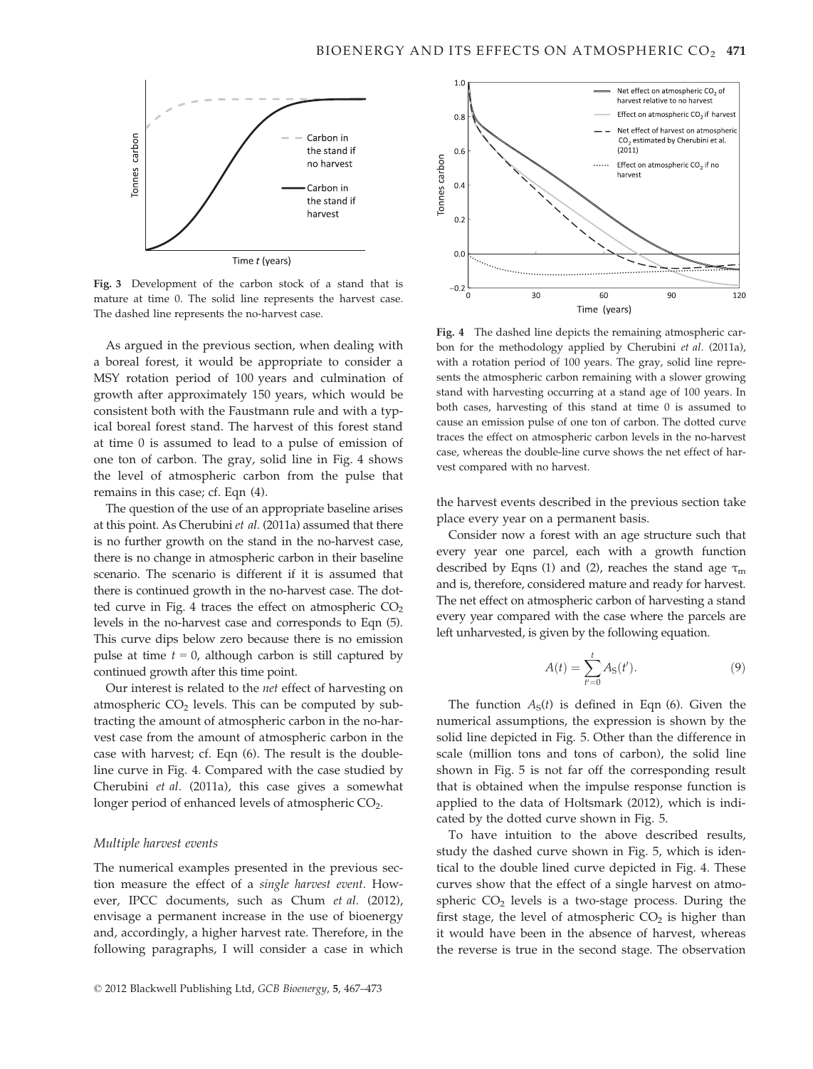Fig. 3 Development of the carbon stock of a stand that is mature at time 0. The solid line represents the harvest case. The dashed line represents the no-harvest case.

As argued in the previous section, when dealing with a boreal forest, it would be appropriate to consider a MSY rotation period of 100 years and culmination of growth after approximately 150 years, which would be consistent both with the Faustmann rule and with a typical boreal forest stand. The harvest of this forest stand at time 0 is assumed to lead to a pulse of emission of one ton of carbon. The gray, solid line in Fig. 4 shows the level of atmospheric carbon from the pulse that remains in this case; cf. Eqn (4).

The question of the use of an appropriate baseline arises at this point. As Cherubini *et al.* (2011a) assumed that there is no further growth on the stand in the no-harvest case, there is no change in atmospheric carbon in their baseline scenario. The scenario is different if it is assumed that there is continued growth in the no-harvest case. The dotted curve in Fig. 4 traces the effect on atmospheric $CO_2$ levels in the no-harvest case and corresponds to Eqn (5). This curve dips below zero because there is no emission pulse at time $t = 0$, although carbon is still captured by continued growth after this time point.

Our interest is related to the *net* effect of harvesting on atmospheric $CO_2$ levels. This can be computed by subtracting the amount of atmospheric carbon in the no-harvest case from the amount of atmospheric carbon in the case with harvest; cf. Eqn (6). The result is the double-line curve in Fig. 4. Compared with the case studied by Cherubini *et al.* (2011a), this case gives a somewhat longer period of enhanced levels of atmospheric $CO_2$.

### *Multiple harvest events*

The numerical examples presented in the previous section measure the effect of a *single harvest event*. However, IPCC documents, such as Chum *et al.* (2012), envisage a permanent increase in the use of bioenergy and, accordingly, a higher harvest rate. Therefore, in the following paragraphs, I will consider a case in which the harvest events described in the previous section take place every year on a permanent basis.

Fig. 4 The dashed line depicts the remaining atmospheric carbon for the methodology applied by Cherubini *et al.* (2011a), with a rotation period of 100 years. The gray, solid line represents the atmospheric carbon remaining with a slower growing stand with harvesting occurring at a stand age of 100 years. In both cases, harvesting of this stand at time 0 is assumed to cause an emission pulse of one ton of carbon. The dotted curve traces the effect on atmospheric carbon levels in the no-harvest case, whereas the double-line curve shows the net effect of harvest compared with no harvest.

Consider now a forest with an age structure such that every year one parcel, each with a growth function described by Eqns (1) and (2), reaches the stand age $\tau_m$ and is, therefore, considered mature and ready for harvest. The net effect on atmospheric carbon of harvesting a stand every year compared with the case where the parcels are left unharvested, is given by the following equation.

$$A(t) = \sum_{t'=0}^{t} A_S(t'). \tag{9}$$

The function $A_S(t)$ is defined in Eqn (6). Given the numerical assumptions, the expression is shown by the solid line depicted in Fig. 5. Other than the difference in scale (million tons and tons of carbon), the solid line shown in Fig. 5 is not far off the corresponding result that is obtained when the impulse response function is applied to the data of Holtsmark (2012), which is indicated by the dotted curve shown in Fig. 5.

To have intuition to the above described results, study the dashed curve shown in Fig. 5, which is identical to the double lined curve depicted in Fig. 4. These curves show that the effect of a single harvest on atmospheric $CO_2$ levels is a two-stage process. During the first stage, the level of atmospheric $CO_2$ is higher than it would have been in the absence of harvest, whereas the reverse is true in the second stage. The observation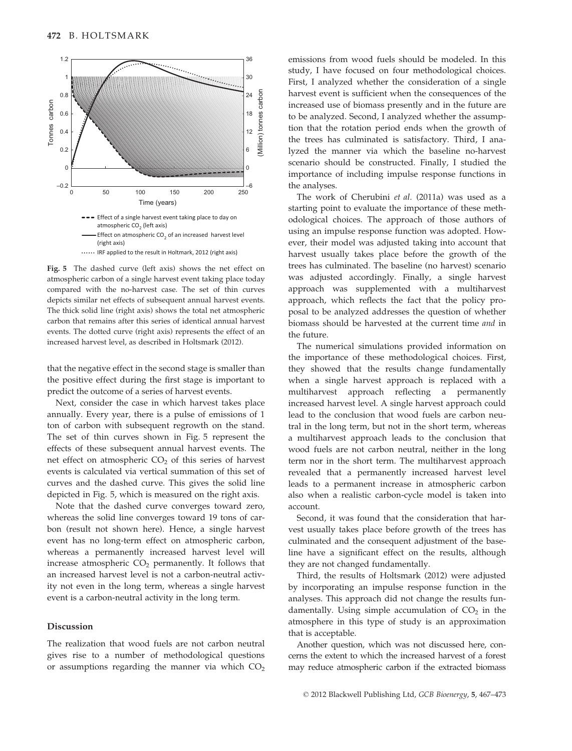**Fig. 5** The dashed curve (left axis) shows the net effect on atmospheric carbon of a single harvest event taking place today compared with the no-harvest case. The set of thin curves depicts similar net effects of subsequent annual harvest events. The thick solid line (right axis) shows the total net atmospheric carbon that remains after this series of identical annual harvest events. The dotted curve (right axis) represents the effect of an increased harvest level, as described in Holtsmark (2012).

that the negative effect in the second stage is smaller than the positive effect during the first stage is important to predict the outcome of a series of harvest events.

Next, consider the case in which harvest takes place annually. Every year, there is a pulse of emissions of 1 ton of carbon with subsequent regrowth on the stand. The set of thin curves shown in Fig. 5 represent the effects of these subsequent annual harvest events. The net effect on atmospheric $CO_2$ of this series of harvest events is calculated via vertical summation of this set of curves and the dashed curve. This gives the solid line depicted in Fig. 5, which is measured on the right axis.

Note that the dashed curve converges toward zero, whereas the solid line converges toward 19 tons of carbon (result not shown here). Hence, a single harvest event has no long-term effect on atmospheric carbon, whereas a permanently increased harvest level will increase atmospheric $CO_2$ permanently. It follows that an increased harvest level is not a carbon-neutral activity not even in the long term, whereas a single harvest event is a carbon-neutral activity in the long term.

## Discussion

The realization that wood fuels are not carbon neutral gives rise to a number of methodological questions or assumptions regarding the manner via which $CO_2$ emissions from wood fuels should be modeled. In this study, I have focused on four methodological choices. First, I analyzed whether the consideration of a single harvest event is sufficient when the consequences of the increased use of biomass presently and in the future are to be analyzed. Second, I analyzed whether the assumption that the rotation period ends when the growth of the trees has culminated is satisfactory. Third, I analyzed the manner via which the baseline no-harvest scenario should be constructed. Finally, I studied the importance of including impulse response functions in the analyses.

The work of Cherubini *et al.* (2011a) was used as a starting point to evaluate the importance of these methodological choices. The approach of those authors of using an impulse response function was adopted. However, their model was adjusted taking into account that harvest usually takes place before the growth of the trees has culminated. The baseline (no harvest) scenario was adjusted accordingly. Finally, a single harvest approach was supplemented with a multiharvest approach, which reflects the fact that the policy proposal to be analyzed addresses the question of whether biomass should be harvested at the current time *and* in the future.

The numerical simulations provided information on the importance of these methodological choices. First, they showed that the results change fundamentally when a single harvest approach is replaced with a multiharvest approach reflecting a permanently increased harvest level. A single harvest approach could lead to the conclusion that wood fuels are carbon neutral in the long term, but not in the short term, whereas a multiharvest approach leads to the conclusion that wood fuels are not carbon neutral, neither in the long term nor in the short term. The multiharvest approach revealed that a permanently increased harvest level leads to a permanent increase in atmospheric carbon also when a realistic carbon-cycle model is taken into account.

Second, it was found that the consideration that harvest usually takes place before growth of the trees has culminated and the consequent adjustment of the baseline have a significant effect on the results, although they are not changed fundamentally.

Third, the results of Holtsmark (2012) were adjusted by incorporating an impulse response function in the analyses. This approach did not change the results fundamentally. Using simple accumulation of $CO_2$ in the atmosphere in this type of study is an approximation that is acceptable.

Another question, which was not discussed here, concerns the extent to which the increased harvest of a forest may reduce atmospheric carbon if the extracted biomass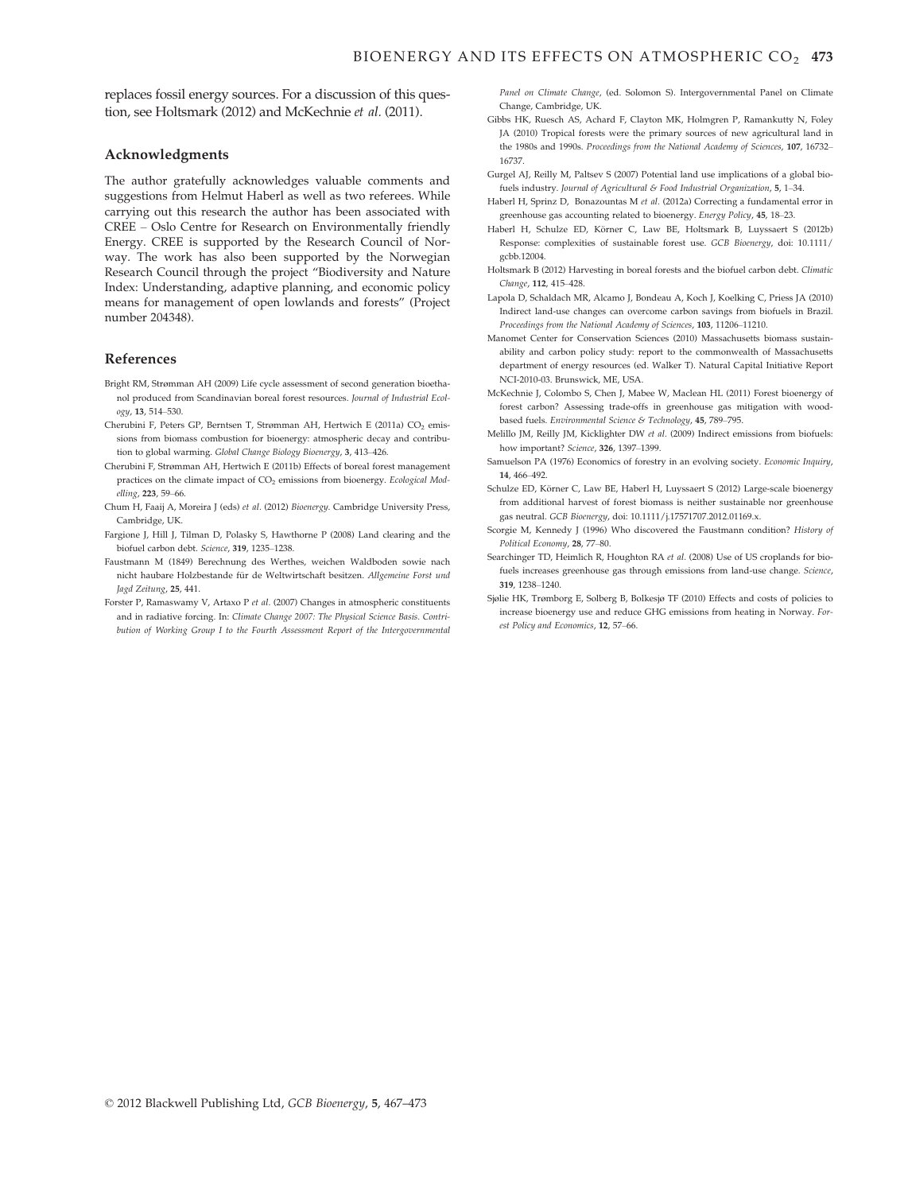replaces fossil energy sources. For a discussion of this question, see Holtsmark (2012) and McKechnie *et al.* (2011).

## Acknowledgments

The author gratefully acknowledges valuable comments and suggestions from Helmut Haberl as well as two referees. While carrying out this research the author has been associated with CREE – Oslo Centre for Research on Environmentally friendly Energy. CREE is supported by the Research Council of Norway. The work has also been supported by the Norwegian Research Council through the project "Biodiversity and Nature Index: Understanding, adaptive planning, and economic policy means for management of open lowlands and forests" (Project number 204348).

## References

Bright RM, Strømman AH (2009) Life cycle assessment of second generation bioethanol produced from Scandinavian boreal forest resources. *Journal of Industrial Ecology*, **13**, 514–530.

Cherubini F, Peters GP, Berntsen T, Strømman AH, Hertwich E (2011a) $CO_2$ emissions from biomass combustion for bioenergy: atmospheric decay and contribution to global warming. *Global Change Biology Bioenergy*, **3**, 413–426.

Cherubini F, Strømman AH, Hertwich E (2011b) Effects of boreal forest management practices on the climate impact of $CO_2$ emissions from bioenergy. *Ecological Modelling*, **223**, 59–66.

Chum H, Faaij A, Moreira J (eds) *et al.* (2012) *Bioenergy*. Cambridge University Press, Cambridge, UK.

Fargione J, Hill J, Tilman D, Polasky S, Hawthorne P (2008) Land clearing and the biofuel carbon debt. *Science*, **319**, 1235–1238.

Faustmann M (1849) Berechnung des Werthes, weichen Waldboden sowie nach nicht haubare Holzbestande für de Weltwirtschaft besitzen. *Allgemeine Forst und Jagd Zeitung*, **25**, 441.

Forster P, Ramaswamy V, Artaxo P *et al.* (2007) Changes in atmospheric constituents and in radiative forcing. In: *Climate Change 2007: The Physical Science Basis. Contribution of Working Group I to the Fourth Assessment Report of the Intergovernmental Panel on Climate Change*, (ed. Solomon S). Intergovernmental Panel on Climate Change, Cambridge, UK.

Gibbs HK, Ruesch AS, Achard F, Clayton MK, Holmgren P, Ramankutty N, Foley JA (2010) Tropical forests were the primary sources of new agricultural land in the 1980s and 1990s. *Proceedings from the National Academy of Sciences*, **107**, 16732–16737.

Gurgel AJ, Reilly M, Paltsev S (2007) Potential land use implications of a global biofuels industry. *Journal of Agricultural & Food Industrial Organization*, **5**, 1–34.

Haberl H, Sprinz D, Bonazountas M *et al.* (2012a) Correcting a fundamental error in greenhouse gas accounting related to bioenergy. *Energy Policy*, **45**, 18–23.

Haberl H, Schulze ED, Körner C, Law BE, Holtsmark B, Luyssaert S (2012b) Response: complexities of sustainable forest use. *GCB Bioenergy*, doi: 10.1111/gcbb.12004.

Holtsmark B (2012) Harvesting in boreal forests and the biofuel carbon debt. *Climatic Change*, **112**, 415–428.

Lapola D, Schaldach MR, Alcamo J, Bondeau A, Koch J, Koelking C, Priess JA (2010) Indirect land-use changes can overcome carbon savings from biofuels in Brazil. *Proceedings from the National Academy of Sciences*, **103**, 11206–11210.

Manomet Center for Conservation Sciences (2010) Massachusetts biomass sustainability and carbon policy study: report to the commonwealth of Massachusetts department of energy resources (ed. Walker T). Natural Capital Initiative Report NCI-2010-03. Brunswick, ME, USA.

McKechnie J, Colombo S, Chen J, Mabee W, Maclean HL (2011) Forest bioenergy of forest carbon? Assessing trade-offs in greenhouse gas mitigation with wood-based fuels. *Environmental Science & Technology*, **45**, 789–795.

Melillo JM, Reilly JM, Kicklighter DW *et al.* (2009) Indirect emissions from biofuels: how important? *Science*, **326**, 1397–1399.

Samuelson PA (1976) Economics of forestry in an evolving society. *Economic Inquiry*, **14**, 466–492.

Schulze ED, Körner C, Law BE, Haberl H, Luyssaert S (2012) Large-scale bioenergy from additional harvest of forest biomass is neither sustainable nor greenhouse gas neutral. *GCB Bioenergy*, doi: 10.1111/j.17571707.2012.01169.x.

Scorgie M, Kennedy J (1996) Who discovered the Faustmann condition? *History of Political Economy*, **28**, 77–80.

Searchinger TD, Heimlich R, Houghton RA *et al.* (2008) Use of US croplands for biofuels increases greenhouse gas through emissions from land-use change. *Science*, **319**, 1238–1240.

Sjølie HK, Trømborg E, Solberg B, Bolkesjø TF (2010) Effects and costs of policies to increase bioenergy use and reduce GHG emissions from heating in Norway. *Forest Policy and Economics*, **12**, 57–66.